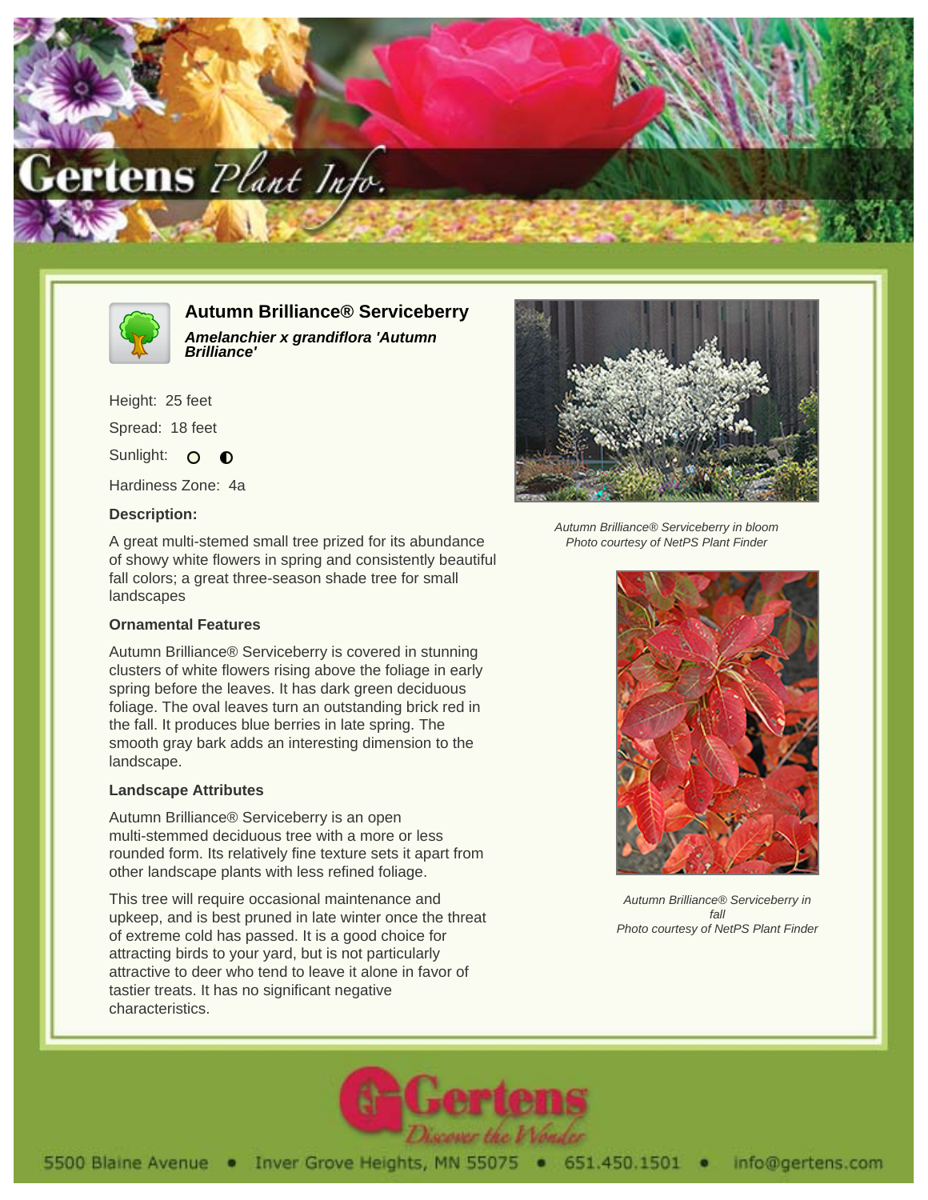# Autumn Brilliance® Serviceberry

***Amelanchier x grandiflora 'Autumn Brilliance'***

Height: 25 feet

Spread: 18 feet

Sunlight:

Hardiness Zone: 4a

### Description:

A great multi-stemed small tree prized for its abundance of showy white flowers in spring and consistently beautiful fall colors; a great three-season shade tree for small landscapes

### Ornamental Features

Autumn Brilliance® Serviceberry is covered in stunning clusters of white flowers rising above the foliage in early spring before the leaves. It has dark green deciduous foliage. The oval leaves turn an outstanding brick red in the fall. It produces blue berries in late spring. The smooth gray bark adds an interesting dimension to the landscape.

### Landscape Attributes

Autumn Brilliance® Serviceberry is an open multi-stemmed deciduous tree with a more or less rounded form. Its relatively fine texture sets it apart from other landscape plants with less refined foliage.

This tree will require occasional maintenance and upkeep, and is best pruned in late winter once the threat of extreme cold has passed. It is a good choice for attracting birds to your yard, but is not particularly attractive to deer who tend to leave it alone in favor of tastier treats. It has no significant negative characteristics.

*Autumn Brilliance® Serviceberry in bloom*
*Photo courtesy of NetPS Plant Finder*

*Autumn Brilliance® Serviceberry in fall*
*Photo courtesy of NetPS Plant Finder*

5500 Blaine Avenue • Inver Grove Heights, MN 55075 • 651.450.1501 • info@gertens.com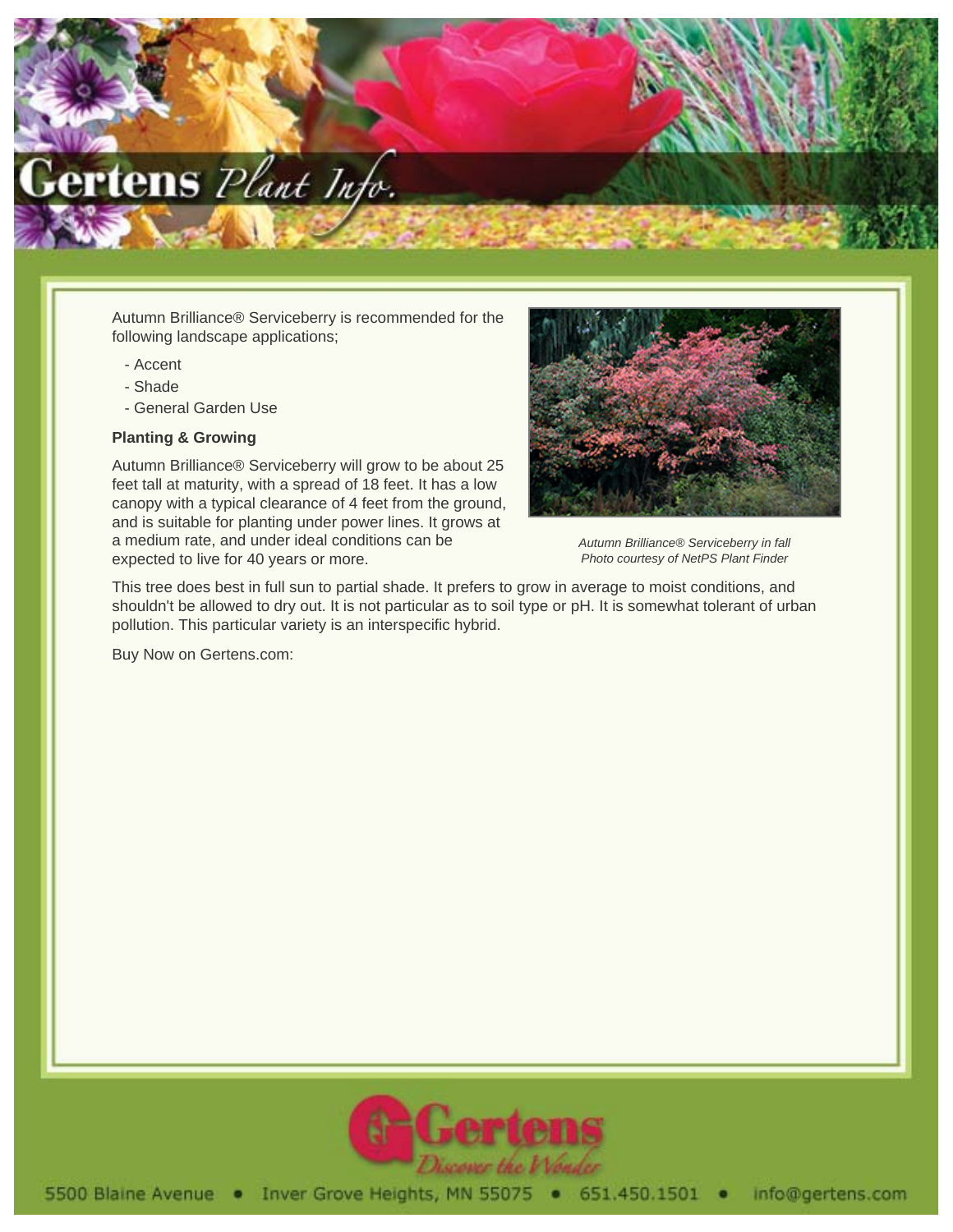Autumn Brilliance® Serviceberry is recommended for the following landscape applications;

- Accent
- Shade
- General Garden Use

**Planting & Growing**

Autumn Brilliance® Serviceberry will grow to be about 25 feet tall at maturity, with a spread of 18 feet. It has a low canopy with a typical clearance of 4 feet from the ground, and is suitable for planting under power lines. It grows at a medium rate, and under ideal conditions can be expected to live for 40 years or more.

*Autumn Brilliance® Serviceberry in fall*
*Photo courtesy of NetPS Plant Finder*

This tree does best in full sun to partial shade. It prefers to grow in average to moist conditions, and shouldn't be allowed to dry out. It is not particular as to soil type or pH. It is somewhat tolerant of urban pollution. This particular variety is an interspecific hybrid.

Buy Now on Gertens.com: